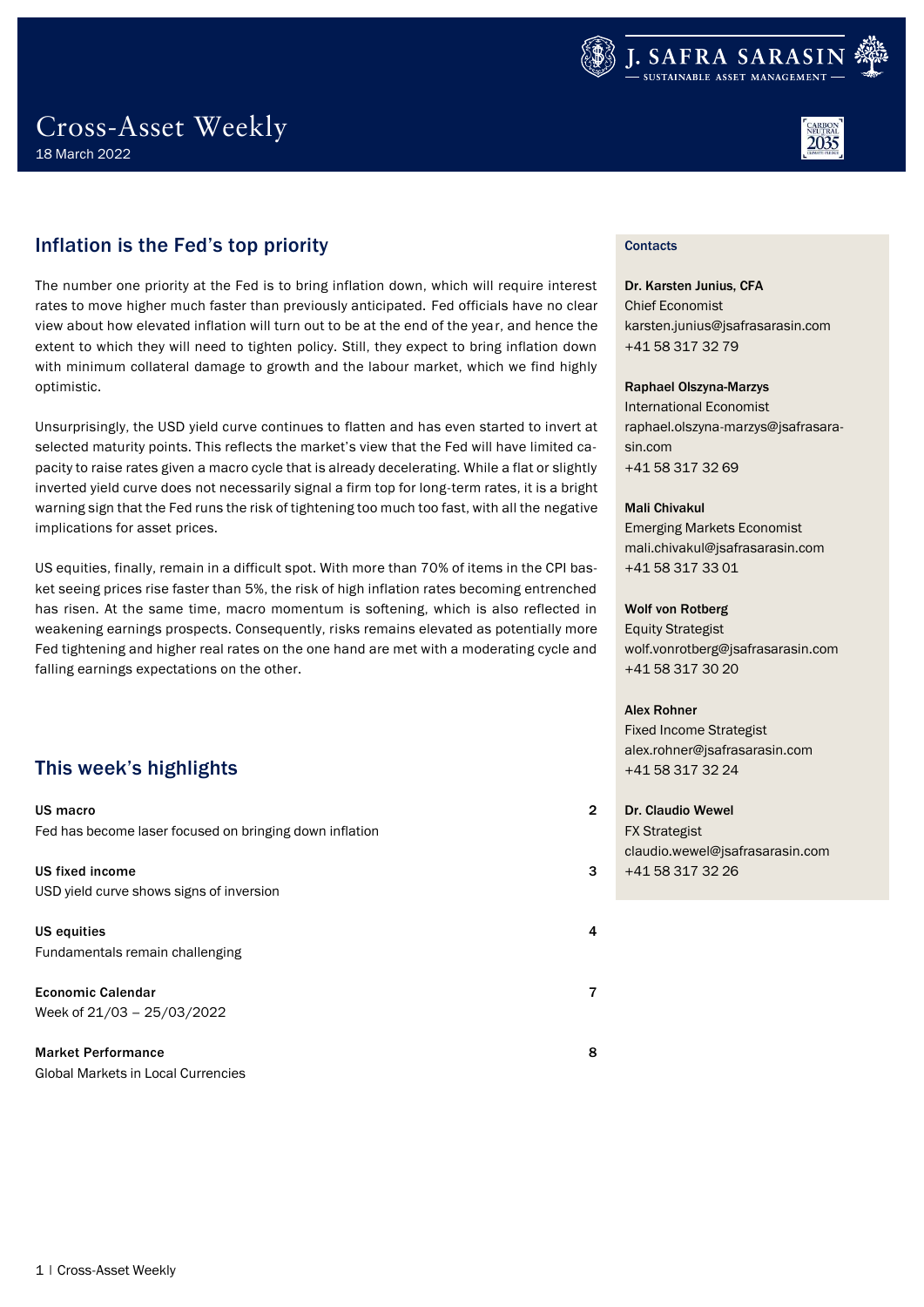# Cross-Asset Weekly

18 March 2022

## Inflation is the Fed's top priority

The number one priority at the Fed is to bring inflation down, which will require interest rates to move higher much faster than previously anticipated. Fed officials have no clear view about how elevated inflation will turn out to be at the end of the year, and hence the extent to which they will need to tighten policy. Still, they expect to bring inflation down with minimum collateral damage to growth and the labour market, which we find highly optimistic.

Unsurprisingly, the USD yield curve continues to flatten and has even started to invert at selected maturity points. This reflects the market's view that the Fed will have limited capacity to raise rates given a macro cycle that is already decelerating. While a flat or slightly inverted yield curve does not necessarily signal a firm top for long-term rates, it is a bright warning sign that the Fed runs the risk of tightening too much too fast, with all the negative implications for asset prices.

US equities, finally, remain in a difficult spot. With more than 70% of items in the CPI basket seeing prices rise faster than 5%, the risk of high inflation rates becoming entrenched has risen. At the same time, macro momentum is softening, which is also reflected in weakening earnings prospects. Consequently, risks remains elevated as potentially more Fed tightening and higher real rates on the one hand are met with a moderating cycle and falling earnings expectations on the other.

## This week's highlights

**US macro** — 2
Fed has become laser focused on bringing down inflation

**US fixed income** — 3
USD yield curve shows signs of inversion

**US equities** — 4
Fundamentals remain challenging

**Economic Calendar** — 7
Week of 21/03 – 25/03/2022

**Market Performance** — 8
Global Markets in Local Currencies

### Contacts

**Dr. Karsten Junius, CFA**
Chief Economist
karsten.junius@jsafrasarasin.com
+41 58 317 32 79

**Raphael Olszyna-Marzys**
International Economist
raphael.olszyna-marzys@jsafrasarasin.com
+41 58 317 32 69

**Mali Chivakul**
Emerging Markets Economist
mali.chivakul@jsafrasarasin.com
+41 58 317 33 01

**Wolf von Rotberg**
Equity Strategist
wolf.vonrotberg@jsafrasarasin.com
+41 58 317 30 20

**Alex Rohner**
Fixed Income Strategist
alex.rohner@jsafrasarasin.com
+41 58 317 32 24

**Dr. Claudio Wewel**
FX Strategist
claudio.wewel@jsafrasarasin.com
+41 58 317 32 26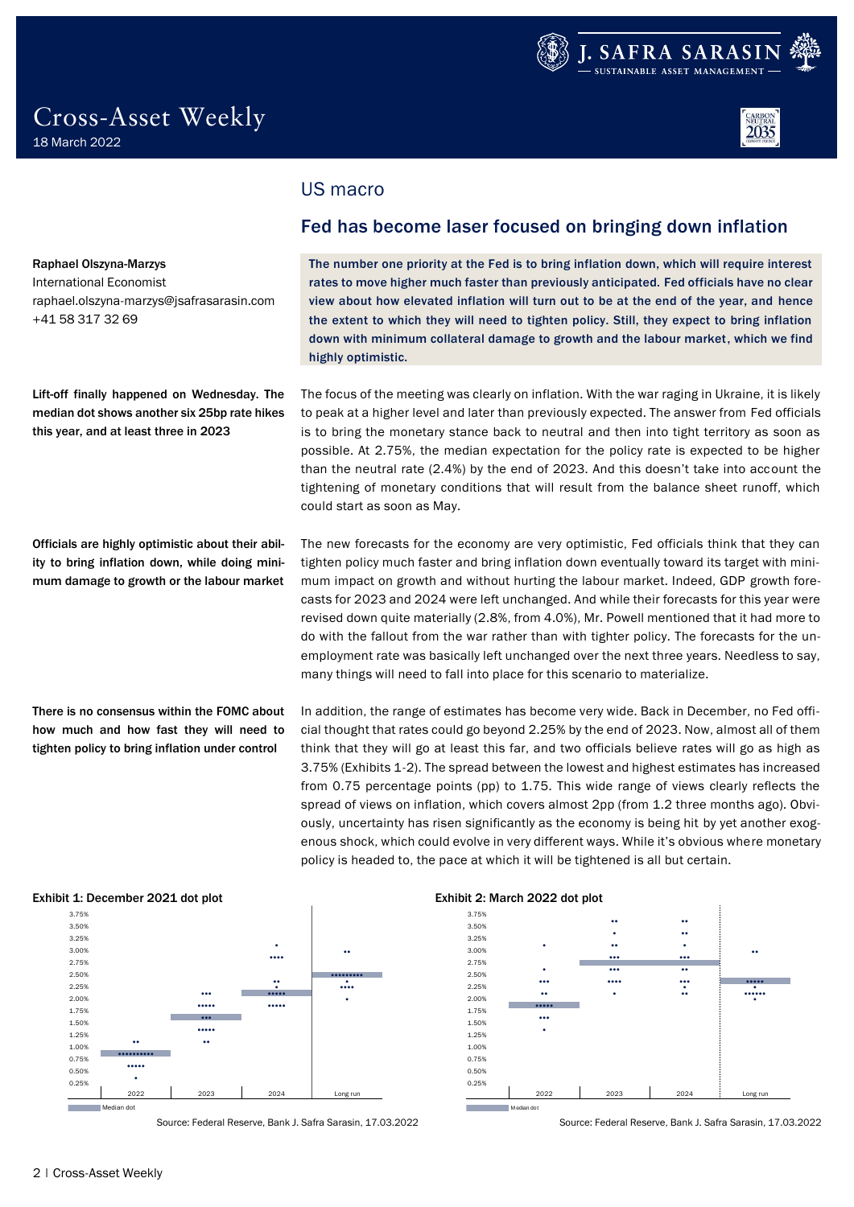# Cross-Asset Weekly

18 March 2022

## US macro

### Fed has become laser focused on bringing down inflation

Raphael Olszyna-Marzys
International Economist
raphael.olszyna-marzys@jsafrasarasin.com
+41 58 317 32 69

**The number one priority at the Fed is to bring inflation down, which will require interest rates to move higher much faster than previously anticipated. Fed officials have no clear view about how elevated inflation will turn out to be at the end of the year, and hence the extent to which they will need to tighten policy. Still, they expect to bring inflation down with minimum collateral damage to growth and the labour market, which we find highly optimistic.**

**Lift-off finally happened on Wednesday. The median dot shows another six 25bp rate hikes this year, and at least three in 2023**

The focus of the meeting was clearly on inflation. With the war raging in Ukraine, it is likely to peak at a higher level and later than previously expected. The answer from Fed officials is to bring the monetary stance back to neutral and then into tight territory as soon as possible. At 2.75%, the median expectation for the policy rate is expected to be higher than the neutral rate (2.4%) by the end of 2023. And this doesn't take into account the tightening of monetary conditions that will result from the balance sheet runoff, which could start as soon as May.

**Officials are highly optimistic about their ability to bring inflation down, while doing minimum damage to growth or the labour market**

The new forecasts for the economy are very optimistic, Fed officials think that they can tighten policy much faster and bring inflation down eventually toward its target with minimum impact on growth and without hurting the labour market. Indeed, GDP growth forecasts for 2023 and 2024 were left unchanged. And while their forecasts for this year were revised down quite materially (2.8%, from 4.0%), Mr. Powell mentioned that it had more to do with the fallout from the war rather than with tighter policy. The forecasts for the unemployment rate was basically left unchanged over the next three years. Needless to say, many things will need to fall into place for this scenario to materialize.

**There is no consensus within the FOMC about how much and how fast they will need to tighten policy to bring inflation under control**

In addition, the range of estimates has become very wide. Back in December, no Fed official thought that rates could go beyond 2.25% by the end of 2023. Now, almost all of them think that they will go at least this far, and two officials believe rates will go as high as 3.75% (Exhibits 1-2). The spread between the lowest and highest estimates has increased from 0.75 percentage points (pp) to 1.75. This wide range of views clearly reflects the spread of views on inflation, which covers almost 2pp (from 1.2 three months ago). Obviously, uncertainty has risen significantly as the economy is being hit by yet another exogenous shock, which could evolve in very different ways. While it's obvious where monetary policy is headed to, the pace at which it will be tightened is all but certain.

**Exhibit 1: December 2021 dot plot**

Source: Federal Reserve, Bank J. Safra Sarasin, 17.03.2022

**Exhibit 2: March 2022 dot plot**

Source: Federal Reserve, Bank J. Safra Sarasin, 17.03.2022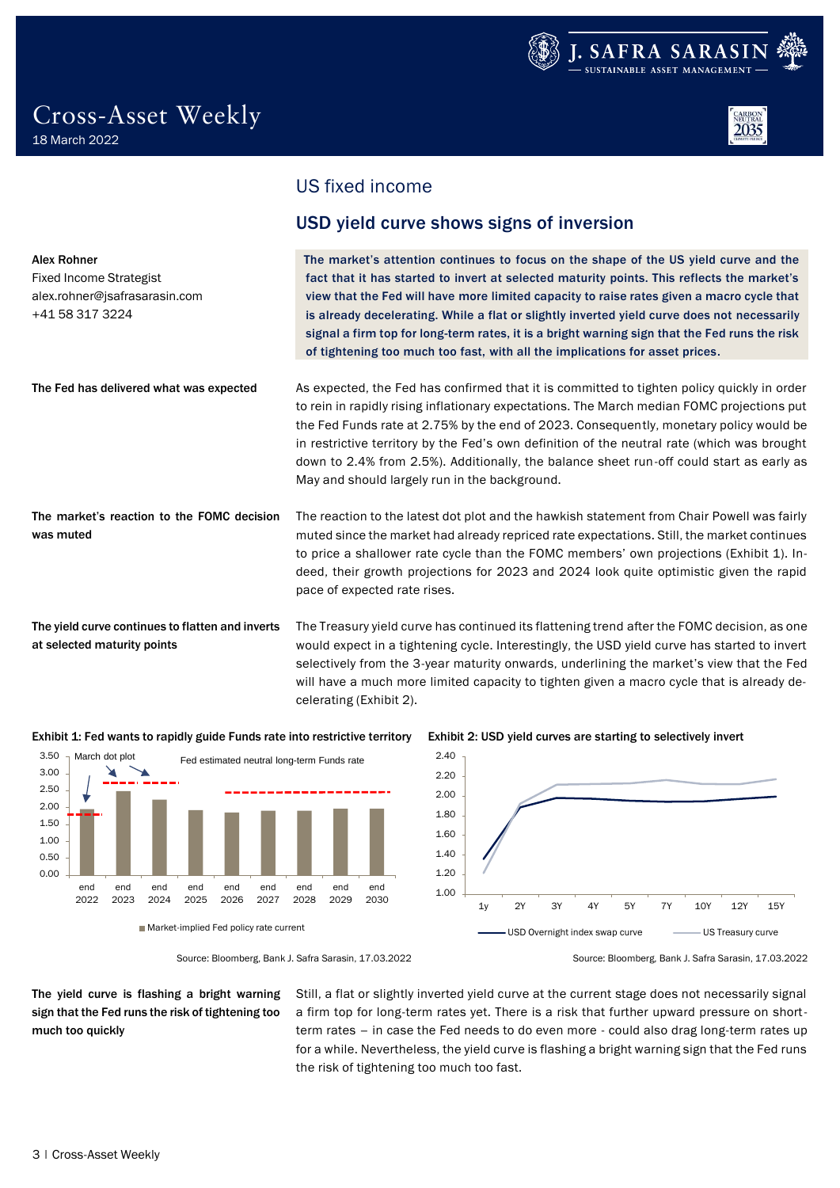# Cross-Asset Weekly

18 March 2022

## US fixed income

## USD yield curve shows signs of inversion

**Alex Rohner**
Fixed Income Strategist
alex.rohner@jsafrasarasin.com
+41 58 317 3224

**The market's attention continues to focus on the shape of the US yield curve and the fact that it has started to invert at selected maturity points. This reflects the market's view that the Fed will have more limited capacity to raise rates given a macro cycle that is already decelerating. While a flat or slightly inverted yield curve does not necessarily signal a firm top for long-term rates, it is a bright warning sign that the Fed runs the risk of tightening too much too fast, with all the implications for asset prices.**

**The Fed has delivered what was expected**

As expected, the Fed has confirmed that it is committed to tighten policy quickly in order to rein in rapidly rising inflationary expectations. The March median FOMC projections put the Fed Funds rate at 2.75% by the end of 2023. Consequently, monetary policy would be in restrictive territory by the Fed's own definition of the neutral rate (which was brought down to 2.4% from 2.5%). Additionally, the balance sheet run-off could start as early as May and should largely run in the background.

**The market's reaction to the FOMC decision was muted**

The reaction to the latest dot plot and the hawkish statement from Chair Powell was fairly muted since the market had already repriced rate expectations. Still, the market continues to price a shallower rate cycle than the FOMC members' own projections (Exhibit 1). Indeed, their growth projections for 2023 and 2024 look quite optimistic given the rapid pace of expected rate rises.

**The yield curve continues to flatten and inverts at selected maturity points**

The Treasury yield curve has continued its flattening trend after the FOMC decision, as one would expect in a tightening cycle. Interestingly, the USD yield curve has started to invert selectively from the 3-year maturity onwards, underlining the market's view that the Fed will have a much more limited capacity to tighten given a macro cycle that is already decelerating (Exhibit 2).

**Exhibit 1: Fed wants to rapidly guide Funds rate into restrictive territory**

Source: Bloomberg, Bank J. Safra Sarasin, 17.03.2022

**Exhibit 2: USD yield curves are starting to selectively invert**

Source: Bloomberg, Bank J. Safra Sarasin, 17.03.2022

**The yield curve is flashing a bright warning sign that the Fed runs the risk of tightening too much too quickly**

Still, a flat or slightly inverted yield curve at the current stage does not necessarily signal a firm top for long-term rates yet. There is a risk that further upward pressure on short-term rates – in case the Fed needs to do even more - could also drag long-term rates up for a while. Nevertheless, the yield curve is flashing a bright warning sign that the Fed runs the risk of tightening too much too fast.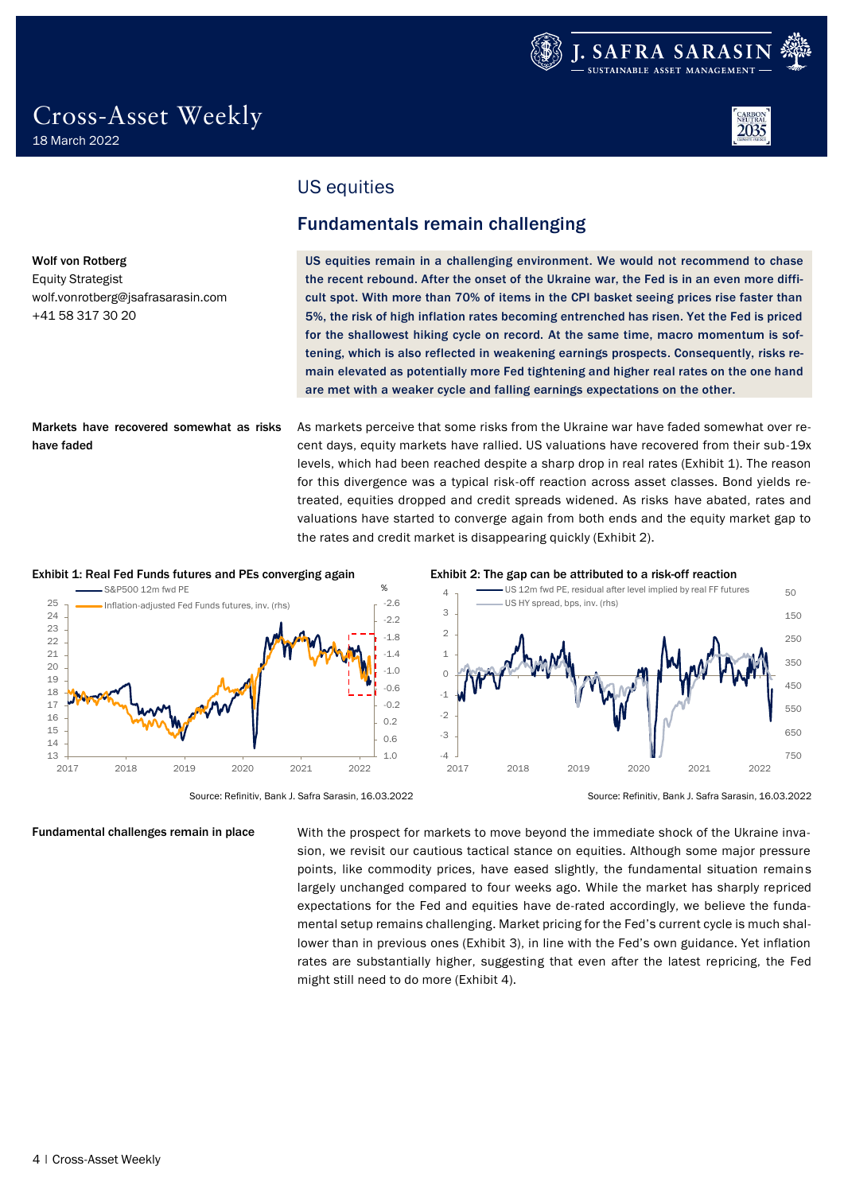Cross-Asset Weekly
18 March 2022

# US equities

## Fundamentals remain challenging

Wolf von Rotberg
Equity Strategist
wolf.vonrotberg@jsafrasarasin.com
+41 58 317 30 20

**US equities remain in a challenging environment. We would not recommend to chase the recent rebound. After the onset of the Ukraine war, the Fed is in an even more difficult spot. With more than 70% of items in the CPI basket seeing prices rise faster than 5%, the risk of high inflation rates becoming entrenched has risen. Yet the Fed is priced for the shallowest hiking cycle on record. At the same time, macro momentum is softening, which is also reflected in weakening earnings prospects. Consequently, risks remain elevated as potentially more Fed tightening and higher real rates on the one hand are met with a weaker cycle and falling earnings expectations on the other.**

**Markets have recovered somewhat as risks have faded**

As markets perceive that some risks from the Ukraine war have faded somewhat over recent days, equity markets have rallied. US valuations have recovered from their sub-19x levels, which had been reached despite a sharp drop in real rates (Exhibit 1). The reason for this divergence was a typical risk-off reaction across asset classes. Bond yields retreated, equities dropped and credit spreads widened. As risks have abated, rates and valuations have started to converge again from both ends and the equity market gap to the rates and credit market is disappearing quickly (Exhibit 2).

**Exhibit 1: Real Fed Funds futures and PEs converging again**

Source: Refinitiv, Bank J. Safra Sarasin, 16.03.2022

**Exhibit 2: The gap can be attributed to a risk-off reaction**

Source: Refinitiv, Bank J. Safra Sarasin, 16.03.2022

**Fundamental challenges remain in place**

With the prospect for markets to move beyond the immediate shock of the Ukraine invasion, we revisit our cautious tactical stance on equities. Although some major pressure points, like commodity prices, have eased slightly, the fundamental situation remains largely unchanged compared to four weeks ago. While the market has sharply repriced expectations for the Fed and equities have de-rated accordingly, we believe the fundamental setup remains challenging. Market pricing for the Fed's current cycle is much shallower than in previous ones (Exhibit 3), in line with the Fed's own guidance. Yet inflation rates are substantially higher, suggesting that even after the latest repricing, the Fed might still need to do more (Exhibit 4).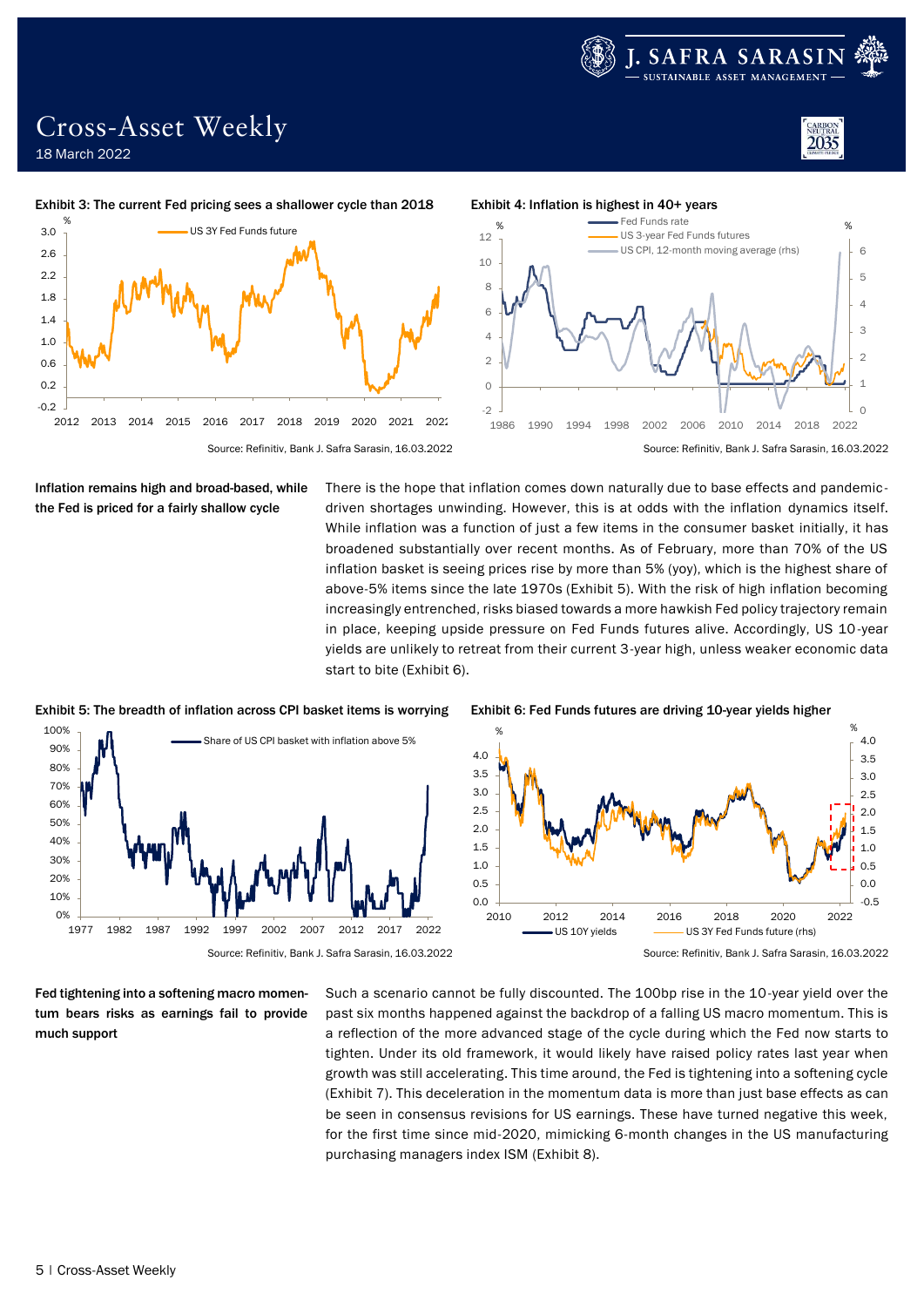Exhibit 3: The current Fed pricing sees a shallower cycle than 2018

Source: Refinitiv, Bank J. Safra Sarasin, 16.03.2022

Exhibit 4: Inflation is highest in 40+ years

Source: Refinitiv, Bank J. Safra Sarasin, 16.03.2022

**Inflation remains high and broad-based, while the Fed is priced for a fairly shallow cycle**

There is the hope that inflation comes down naturally due to base effects and pandemic-driven shortages unwinding. However, this is at odds with the inflation dynamics itself. While inflation was a function of just a few items in the consumer basket initially, it has broadened substantially over recent months. As of February, more than 70% of the US inflation basket is seeing prices rise by more than 5% (yoy), which is the highest share of above-5% items since the late 1970s (Exhibit 5). With the risk of high inflation becoming increasingly entrenched, risks biased towards a more hawkish Fed policy trajectory remain in place, keeping upside pressure on Fed Funds futures alive. Accordingly, US 10-year yields are unlikely to retreat from their current 3-year high, unless weaker economic data start to bite (Exhibit 6).

Exhibit 5: The breadth of inflation across CPI basket items is worrying

Source: Refinitiv, Bank J. Safra Sarasin, 16.03.2022

Exhibit 6: Fed Funds futures are driving 10-year yields higher

Source: Refinitiv, Bank J. Safra Sarasin, 16.03.2022

**Fed tightening into a softening macro momentum bears risks as earnings fail to provide much support**

Such a scenario cannot be fully discounted. The 100bp rise in the 10-year yield over the past six months happened against the backdrop of a falling US macro momentum. This is a reflection of the more advanced stage of the cycle during which the Fed now starts to tighten. Under its old framework, it would likely have raised policy rates last year when growth was still accelerating. This time around, the Fed is tightening into a softening cycle (Exhibit 7). This deceleration in the momentum data is more than just base effects as can be seen in consensus revisions for US earnings. These have turned negative this week, for the first time since mid-2020, mimicking 6-month changes in the US manufacturing purchasing managers index ISM (Exhibit 8).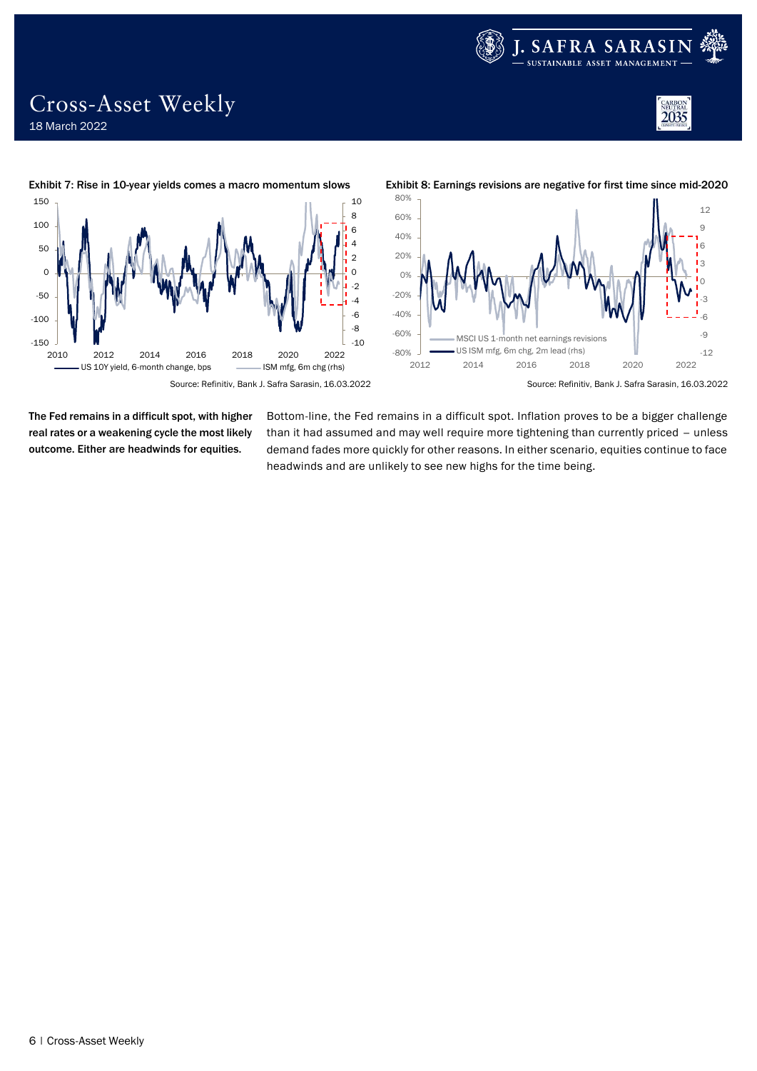**Exhibit 7: Rise in 10-year yields comes a macro momentum slows**

Source: Refinitiv, Bank J. Safra Sarasin, 16.03.2022

**Exhibit 8: Earnings revisions are negative for first time since mid-2020**

Source: Refinitiv, Bank J. Safra Sarasin, 16.03.2022

**The Fed remains in a difficult spot, with higher real rates or a weakening cycle the most likely outcome. Either are headwinds for equities.**

Bottom-line, the Fed remains in a difficult spot. Inflation proves to be a bigger challenge than it had assumed and may well require more tightening than currently priced – unless demand fades more quickly for other reasons. In either scenario, equities continue to face headwinds and are unlikely to see new highs for the time being.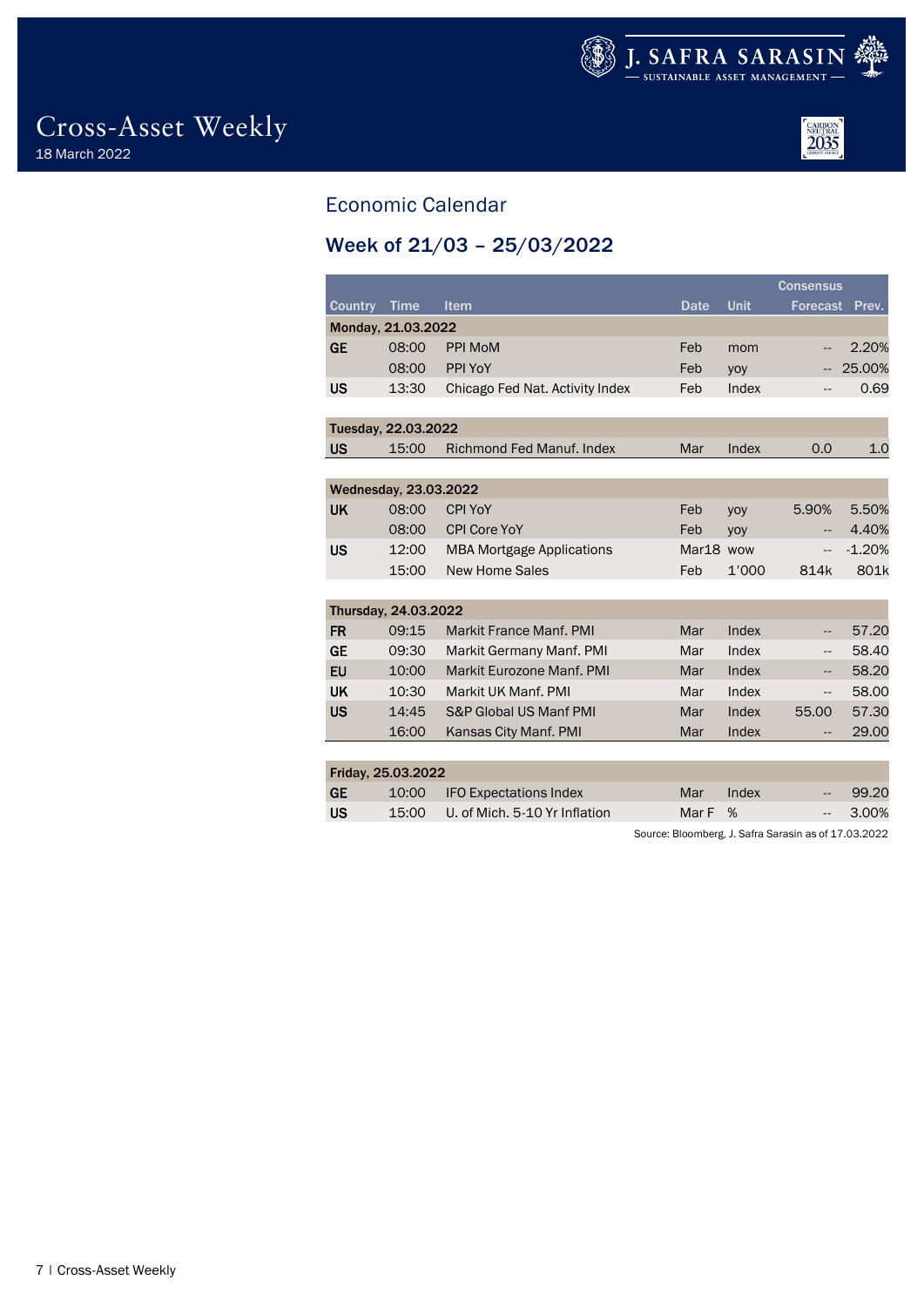## Economic Calendar

### Week of 21/03 – 25/03/2022

| Country | Time | Item | Date | Unit | Consensus Forecast | Prev. |
|---|---|---|---|---|---|---|
| **Monday, 21.03.2022** | | | | | | |
| **GE** | 08:00 | PPI MoM | Feb | mom | -- | 2.20% |
| | 08:00 | PPI YoY | Feb | yoy | -- | 25.00% |
| **US** | 13:30 | Chicago Fed Nat. Activity Index | Feb | Index | -- | 0.69 |
| **Tuesday, 22.03.2022** | | | | | | |
| **US** | 15:00 | Richmond Fed Manuf. Index | Mar | Index | 0.0 | 1.0 |
| **Wednesday, 23.03.2022** | | | | | | |
| **UK** | 08:00 | CPI YoY | Feb | yoy | 5.90% | 5.50% |
| | 08:00 | CPI Core YoY | Feb | yoy | -- | 4.40% |
| **US** | 12:00 | MBA Mortgage Applications | Mar18 | wow | -- | -1.20% |
| | 15:00 | New Home Sales | Feb | 1'000 | 814k | 801k |
| **Thursday, 24.03.2022** | | | | | | |
| **FR** | 09:15 | Markit France Manf. PMI | Mar | Index | -- | 57.20 |
| **GE** | 09:30 | Markit Germany Manf. PMI | Mar | Index | -- | 58.40 |
| **EU** | 10:00 | Markit Eurozone Manf. PMI | Mar | Index | -- | 58.20 |
| **UK** | 10:30 | Markit UK Manf. PMI | Mar | Index | -- | 58.00 |
| **US** | 14:45 | S&P Global US Manf PMI | Mar | Index | 55.00 | 57.30 |
| | 16:00 | Kansas City Manf. PMI | Mar | Index | -- | 29.00 |
| **Friday, 25.03.2022** | | | | | | |
| **GE** | 10:00 | IFO Expectations Index | Mar | Index | -- | 99.20 |
| **US** | 15:00 | U. of Mich. 5-10 Yr Inflation | Mar F | % | -- | 3.00% |

Source: Bloomberg, J. Safra Sarasin as of 17.03.2022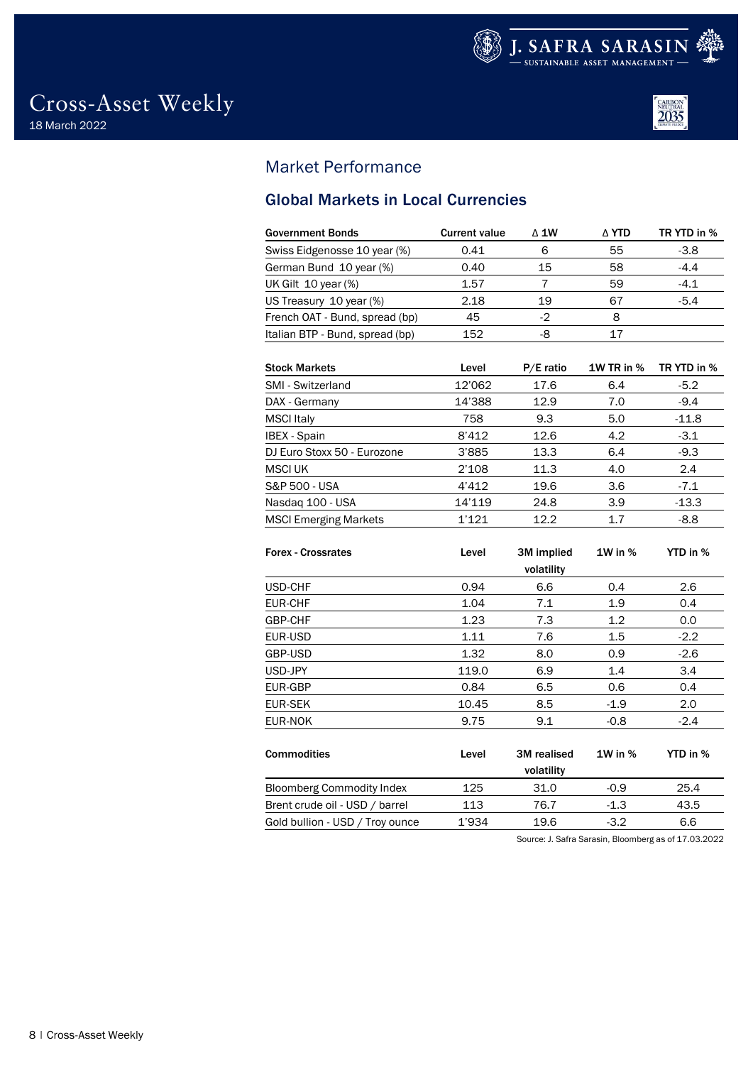# Cross-Asset Weekly

18 March 2022

## Market Performance

### Global Markets in Local Currencies

| Government Bonds | Current value | Δ 1W | Δ YTD | TR YTD in % |
|---|---|---|---|---|
| Swiss Eidgenosse 10 year (%) | 0.41 | 6 | 55 | -3.8 |
| German Bund 10 year (%) | 0.40 | 15 | 58 | -4.4 |
| UK Gilt 10 year (%) | 1.57 | 7 | 59 | -4.1 |
| US Treasury 10 year (%) | 2.18 | 19 | 67 | -5.4 |
| French OAT - Bund, spread (bp) | 45 | -2 | 8 | |
| Italian BTP - Bund, spread (bp) | 152 | -8 | 17 | |

| Stock Markets | Level | P/E ratio | 1W TR in % | TR YTD in % |
|---|---|---|---|---|
| SMI - Switzerland | 12'062 | 17.6 | 6.4 | -5.2 |
| DAX - Germany | 14'388 | 12.9 | 7.0 | -9.4 |
| MSCI Italy | 758 | 9.3 | 5.0 | -11.8 |
| IBEX - Spain | 8'412 | 12.6 | 4.2 | -3.1 |
| DJ Euro Stoxx 50 - Eurozone | 3'885 | 13.3 | 6.4 | -9.3 |
| MSCI UK | 2'108 | 11.3 | 4.0 | 2.4 |
| S&P 500 - USA | 4'412 | 19.6 | 3.6 | -7.1 |
| Nasdaq 100 - USA | 14'119 | 24.8 | 3.9 | -13.3 |
| MSCI Emerging Markets | 1'121 | 12.2 | 1.7 | -8.8 |

| Forex - Crossrates | Level | 3M implied volatility | 1W in % | YTD in % |
|---|---|---|---|---|
| USD-CHF | 0.94 | 6.6 | 0.4 | 2.6 |
| EUR-CHF | 1.04 | 7.1 | 1.9 | 0.4 |
| GBP-CHF | 1.23 | 7.3 | 1.2 | 0.0 |
| EUR-USD | 1.11 | 7.6 | 1.5 | -2.2 |
| GBP-USD | 1.32 | 8.0 | 0.9 | -2.6 |
| USD-JPY | 119.0 | 6.9 | 1.4 | 3.4 |
| EUR-GBP | 0.84 | 6.5 | 0.6 | 0.4 |
| EUR-SEK | 10.45 | 8.5 | -1.9 | 2.0 |
| EUR-NOK | 9.75 | 9.1 | -0.8 | -2.4 |

| Commodities | Level | 3M realised volatility | 1W in % | YTD in % |
|---|---|---|---|---|
| Bloomberg Commodity Index | 125 | 31.0 | -0.9 | 25.4 |
| Brent crude oil - USD / barrel | 113 | 76.7 | -1.3 | 43.5 |
| Gold bullion - USD / Troy ounce | 1'934 | 19.6 | -3.2 | 6.6 |

Source: J. Safra Sarasin, Bloomberg as of 17.03.2022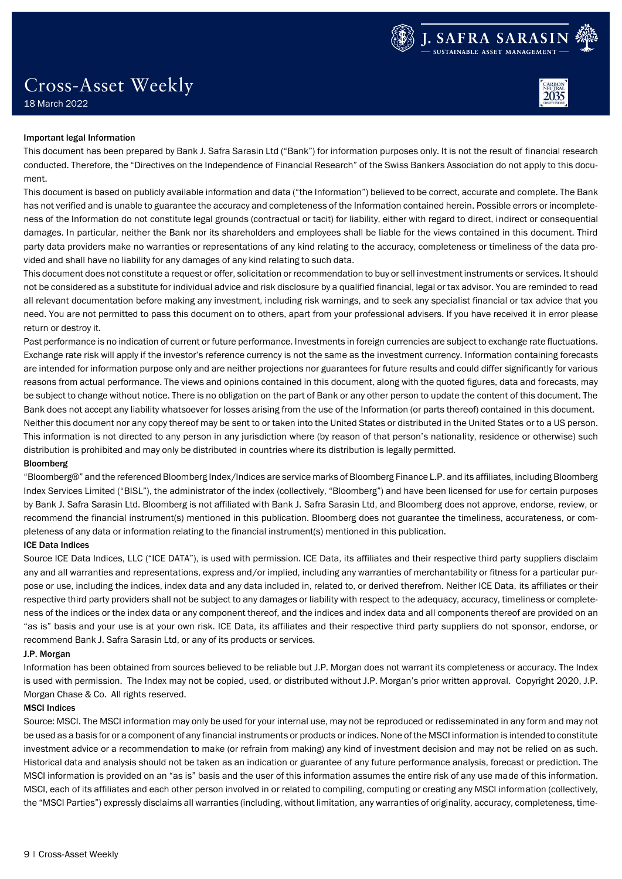### Important legal Information

This document has been prepared by Bank J. Safra Sarasin Ltd ("Bank") for information purposes only. It is not the result of financial research conducted. Therefore, the "Directives on the Independence of Financial Research" of the Swiss Bankers Association do not apply to this document.

This document is based on publicly available information and data ("the Information") believed to be correct, accurate and complete. The Bank has not verified and is unable to guarantee the accuracy and completeness of the Information contained herein. Possible errors or incompleteness of the Information do not constitute legal grounds (contractual or tacit) for liability, either with regard to direct, indirect or consequential damages. In particular, neither the Bank nor its shareholders and employees shall be liable for the views contained in this document. Third party data providers make no warranties or representations of any kind relating to the accuracy, completeness or timeliness of the data provided and shall have no liability for any damages of any kind relating to such data.

This document does not constitute a request or offer, solicitation or recommendation to buy or sell investment instruments or services. It should not be considered as a substitute for individual advice and risk disclosure by a qualified financial, legal or tax advisor. You are reminded to read all relevant documentation before making any investment, including risk warnings, and to seek any specialist financial or tax advice that you need. You are not permitted to pass this document on to others, apart from your professional advisers. If you have received it in error please return or destroy it.

Past performance is no indication of current or future performance. Investments in foreign currencies are subject to exchange rate fluctuations. Exchange rate risk will apply if the investor's reference currency is not the same as the investment currency. Information containing forecasts are intended for information purpose only and are neither projections nor guarantees for future results and could differ significantly for various reasons from actual performance. The views and opinions contained in this document, along with the quoted figures, data and forecasts, may be subject to change without notice. There is no obligation on the part of Bank or any other person to update the content of this document. The Bank does not accept any liability whatsoever for losses arising from the use of the Information (or parts thereof) contained in this document.

Neither this document nor any copy thereof may be sent to or taken into the United States or distributed in the United States or to a US person. This information is not directed to any person in any jurisdiction where (by reason of that person's nationality, residence or otherwise) such distribution is prohibited and may only be distributed in countries where its distribution is legally permitted.

#### Bloomberg

"Bloomberg®" and the referenced Bloomberg Index/Indices are service marks of Bloomberg Finance L.P. and its affiliates, including Bloomberg Index Services Limited ("BISL"), the administrator of the index (collectively, "Bloomberg") and have been licensed for use for certain purposes by Bank J. Safra Sarasin Ltd. Bloomberg is not affiliated with Bank J. Safra Sarasin Ltd, and Bloomberg does not approve, endorse, review, or recommend the financial instrument(s) mentioned in this publication. Bloomberg does not guarantee the timeliness, accurateness, or completeness of any data or information relating to the financial instrument(s) mentioned in this publication.

#### ICE Data Indices

Source ICE Data Indices, LLC ("ICE DATA"), is used with permission. ICE Data, its affiliates and their respective third party suppliers disclaim any and all warranties and representations, express and/or implied, including any warranties of merchantability or fitness for a particular purpose or use, including the indices, index data and any data included in, related to, or derived therefrom. Neither ICE Data, its affiliates or their respective third party providers shall not be subject to any damages or liability with respect to the adequacy, accuracy, timeliness or completeness of the indices or the index data or any component thereof, and the indices and index data and all components thereof are provided on an "as is" basis and your use is at your own risk. ICE Data, its affiliates and their respective third party suppliers do not sponsor, endorse, or recommend Bank J. Safra Sarasin Ltd, or any of its products or services.

#### J.P. Morgan

Information has been obtained from sources believed to be reliable but J.P. Morgan does not warrant its completeness or accuracy. The Index is used with permission. The Index may not be copied, used, or distributed without J.P. Morgan's prior written approval. Copyright 2020, J.P. Morgan Chase & Co. All rights reserved.

#### MSCI Indices

Source: MSCI. The MSCI information may only be used for your internal use, may not be reproduced or redisseminated in any form and may not be used as a basis for or a component of any financial instruments or products or indices. None of the MSCI information is intended to constitute investment advice or a recommendation to make (or refrain from making) any kind of investment decision and may not be relied on as such. Historical data and analysis should not be taken as an indication or guarantee of any future performance analysis, forecast or prediction. The MSCI information is provided on an "as is" basis and the user of this information assumes the entire risk of any use made of this information. MSCI, each of its affiliates and each other person involved in or related to compiling, computing or creating any MSCI information (collectively, the "MSCI Parties") expressly disclaims all warranties (including, without limitation, any warranties of originality, accuracy, completeness, time-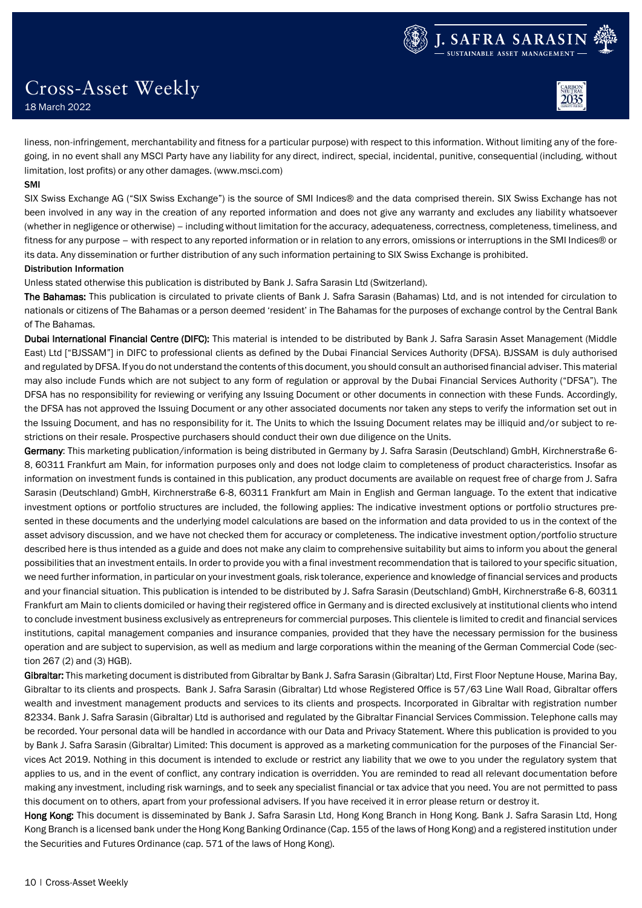liness, non-infringement, merchantability and fitness for a particular purpose) with respect to this information. Without limiting any of the foregoing, in no event shall any MSCI Party have any liability for any direct, indirect, special, incidental, punitive, consequential (including, without limitation, lost profits) or any other damages. (www.msci.com)

**SMI**

SIX Swiss Exchange AG ("SIX Swiss Exchange") is the source of SMI Indices® and the data comprised therein. SIX Swiss Exchange has not been involved in any way in the creation of any reported information and does not give any warranty and excludes any liability whatsoever (whether in negligence or otherwise) – including without limitation for the accuracy, adequateness, correctness, completeness, timeliness, and fitness for any purpose – with respect to any reported information or in relation to any errors, omissions or interruptions in the SMI Indices® or its data. Any dissemination or further distribution of any such information pertaining to SIX Swiss Exchange is prohibited.

**Distribution Information**

Unless stated otherwise this publication is distributed by Bank J. Safra Sarasin Ltd (Switzerland).

**The Bahamas:** This publication is circulated to private clients of Bank J. Safra Sarasin (Bahamas) Ltd, and is not intended for circulation to nationals or citizens of The Bahamas or a person deemed 'resident' in The Bahamas for the purposes of exchange control by the Central Bank of The Bahamas.

**Dubai International Financial Centre (DIFC):** This material is intended to be distributed by Bank J. Safra Sarasin Asset Management (Middle East) Ltd ["BJSSAM"] in DIFC to professional clients as defined by the Dubai Financial Services Authority (DFSA). BJSSAM is duly authorised and regulated by DFSA. If you do not understand the contents of this document, you should consult an authorised financial adviser. This material may also include Funds which are not subject to any form of regulation or approval by the Dubai Financial Services Authority ("DFSA"). The DFSA has no responsibility for reviewing or verifying any Issuing Document or other documents in connection with these Funds. Accordingly, the DFSA has not approved the Issuing Document or any other associated documents nor taken any steps to verify the information set out in the Issuing Document, and has no responsibility for it. The Units to which the Issuing Document relates may be illiquid and/or subject to restrictions on their resale. Prospective purchasers should conduct their own due diligence on the Units.

**Germany**: This marketing publication/information is being distributed in Germany by J. Safra Sarasin (Deutschland) GmbH, Kirchnerstraße 6-8, 60311 Frankfurt am Main, for information purposes only and does not lodge claim to completeness of product characteristics. Insofar as information on investment funds is contained in this publication, any product documents are available on request free of charge from J. Safra Sarasin (Deutschland) GmbH, Kirchnerstraße 6-8, 60311 Frankfurt am Main in English and German language. To the extent that indicative investment options or portfolio structures are included, the following applies: The indicative investment options or portfolio structures presented in these documents and the underlying model calculations are based on the information and data provided to us in the context of the asset advisory discussion, and we have not checked them for accuracy or completeness. The indicative investment option/portfolio structure described here is thus intended as a guide and does not make any claim to comprehensive suitability but aims to inform you about the general possibilities that an investment entails. In order to provide you with a final investment recommendation that is tailored to your specific situation, we need further information, in particular on your investment goals, risk tolerance, experience and knowledge of financial services and products and your financial situation. This publication is intended to be distributed by J. Safra Sarasin (Deutschland) GmbH, Kirchnerstraße 6-8, 60311 Frankfurt am Main to clients domiciled or having their registered office in Germany and is directed exclusively at institutional clients who intend to conclude investment business exclusively as entrepreneurs for commercial purposes. This clientele is limited to credit and financial services institutions, capital management companies and insurance companies, provided that they have the necessary permission for the business operation and are subject to supervision, as well as medium and large corporations within the meaning of the German Commercial Code (section 267 (2) and (3) HGB).

**Gibraltar:** This marketing document is distributed from Gibraltar by Bank J. Safra Sarasin (Gibraltar) Ltd, First Floor Neptune House, Marina Bay, Gibraltar to its clients and prospects. Bank J. Safra Sarasin (Gibraltar) Ltd whose Registered Office is 57/63 Line Wall Road, Gibraltar offers wealth and investment management products and services to its clients and prospects. Incorporated in Gibraltar with registration number 82334. Bank J. Safra Sarasin (Gibraltar) Ltd is authorised and regulated by the Gibraltar Financial Services Commission. Telephone calls may be recorded. Your personal data will be handled in accordance with our Data and Privacy Statement. Where this publication is provided to you by Bank J. Safra Sarasin (Gibraltar) Limited: This document is approved as a marketing communication for the purposes of the Financial Services Act 2019. Nothing in this document is intended to exclude or restrict any liability that we owe to you under the regulatory system that applies to us, and in the event of conflict, any contrary indication is overridden. You are reminded to read all relevant documentation before making any investment, including risk warnings, and to seek any specialist financial or tax advice that you need. You are not permitted to pass this document on to others, apart from your professional advisers. If you have received it in error please return or destroy it.

**Hong Kong:** This document is disseminated by Bank J. Safra Sarasin Ltd, Hong Kong Branch in Hong Kong. Bank J. Safra Sarasin Ltd, Hong Kong Branch is a licensed bank under the Hong Kong Banking Ordinance (Cap. 155 of the laws of Hong Kong) and a registered institution under the Securities and Futures Ordinance (cap. 571 of the laws of Hong Kong).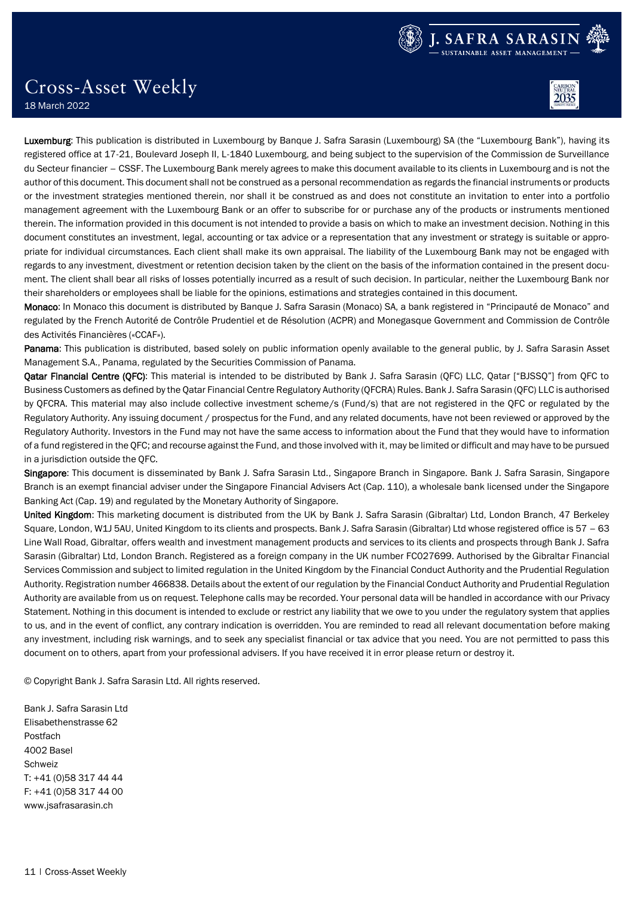**Luxemburg**: This publication is distributed in Luxembourg by Banque J. Safra Sarasin (Luxembourg) SA (the "Luxembourg Bank"), having its registered office at 17-21, Boulevard Joseph II, L-1840 Luxembourg, and being subject to the supervision of the Commission de Surveillance du Secteur financier – CSSF. The Luxembourg Bank merely agrees to make this document available to its clients in Luxembourg and is not the author of this document. This document shall not be construed as a personal recommendation as regards the financial instruments or products or the investment strategies mentioned therein, nor shall it be construed as and does not constitute an invitation to enter into a portfolio management agreement with the Luxembourg Bank or an offer to subscribe for or purchase any of the products or instruments mentioned therein. The information provided in this document is not intended to provide a basis on which to make an investment decision. Nothing in this document constitutes an investment, legal, accounting or tax advice or a representation that any investment or strategy is suitable or appropriate for individual circumstances. Each client shall make its own appraisal. The liability of the Luxembourg Bank may not be engaged with regards to any investment, divestment or retention decision taken by the client on the basis of the information contained in the present document. The client shall bear all risks of losses potentially incurred as a result of such decision. In particular, neither the Luxembourg Bank nor their shareholders or employees shall be liable for the opinions, estimations and strategies contained in this document.

**Monaco**: In Monaco this document is distributed by Banque J. Safra Sarasin (Monaco) SA, a bank registered in "Principauté de Monaco" and regulated by the French Autorité de Contrôle Prudentiel et de Résolution (ACPR) and Monegasque Government and Commission de Contrôle des Activités Financières («CCAF»).

**Panama**: This publication is distributed, based solely on public information openly available to the general public, by J. Safra Sarasin Asset Management S.A., Panama, regulated by the Securities Commission of Panama.

**Qatar Financial Centre (QFC)**: This material is intended to be distributed by Bank J. Safra Sarasin (QFC) LLC, Qatar ["BJSSQ"] from QFC to Business Customers as defined by the Qatar Financial Centre Regulatory Authority (QFCRA) Rules. Bank J. Safra Sarasin (QFC) LLC is authorised by QFCRA. This material may also include collective investment scheme/s (Fund/s) that are not registered in the QFC or regulated by the Regulatory Authority. Any issuing document / prospectus for the Fund, and any related documents, have not been reviewed or approved by the Regulatory Authority. Investors in the Fund may not have the same access to information about the Fund that they would have to information of a fund registered in the QFC; and recourse against the Fund, and those involved with it, may be limited or difficult and may have to be pursued in a jurisdiction outside the QFC.

**Singapore**: This document is disseminated by Bank J. Safra Sarasin Ltd., Singapore Branch in Singapore. Bank J. Safra Sarasin, Singapore Branch is an exempt financial adviser under the Singapore Financial Advisers Act (Cap. 110), a wholesale bank licensed under the Singapore Banking Act (Cap. 19) and regulated by the Monetary Authority of Singapore.

**United Kingdom**: This marketing document is distributed from the UK by Bank J. Safra Sarasin (Gibraltar) Ltd, London Branch, 47 Berkeley Square, London, W1J 5AU, United Kingdom to its clients and prospects. Bank J. Safra Sarasin (Gibraltar) Ltd whose registered office is 57 – 63 Line Wall Road, Gibraltar, offers wealth and investment management products and services to its clients and prospects through Bank J. Safra Sarasin (Gibraltar) Ltd, London Branch. Registered as a foreign company in the UK number FC027699. Authorised by the Gibraltar Financial Services Commission and subject to limited regulation in the United Kingdom by the Financial Conduct Authority and the Prudential Regulation Authority. Registration number 466838. Details about the extent of our regulation by the Financial Conduct Authority and Prudential Regulation Authority are available from us on request. Telephone calls may be recorded. Your personal data will be handled in accordance with our Privacy Statement. Nothing in this document is intended to exclude or restrict any liability that we owe to you under the regulatory system that applies to us, and in the event of conflict, any contrary indication is overridden. You are reminded to read all relevant documentation before making any investment, including risk warnings, and to seek any specialist financial or tax advice that you need. You are not permitted to pass this document on to others, apart from your professional advisers. If you have received it in error please return or destroy it.

© Copyright Bank J. Safra Sarasin Ltd. All rights reserved.

Bank J. Safra Sarasin Ltd
Elisabethenstrasse 62
Postfach
4002 Basel
Schweiz
T: +41 (0)58 317 44 44
F: +41 (0)58 317 44 00
www.jsafrasarasin.ch